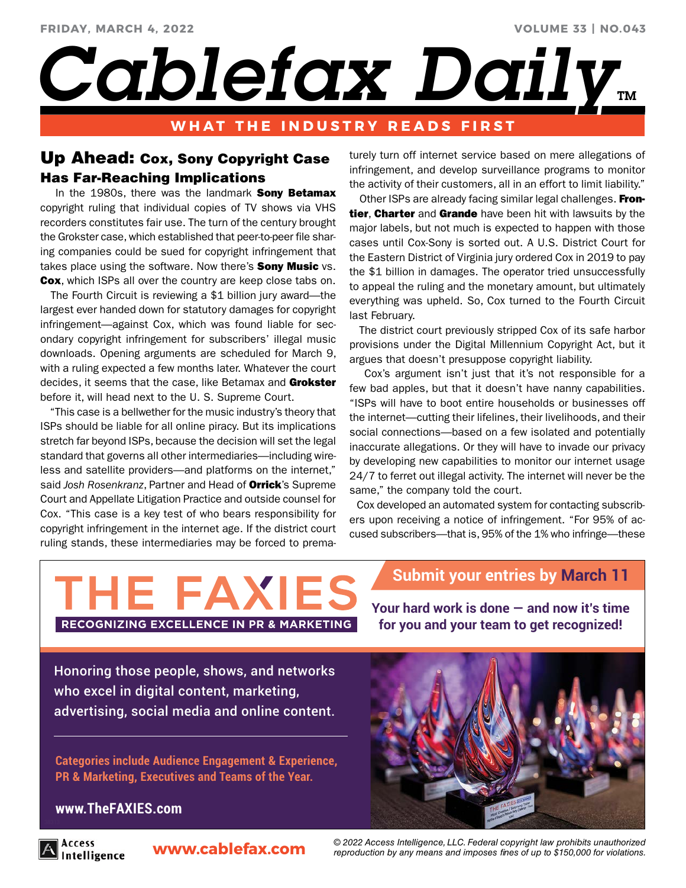# Cablefax Daily

FRIDAY, MARCH 4, 2022 — VOLUME 33 | NO.043

WHAT THE INDUSTRY READS FIRST

## Up Ahead: Cox, Sony Copyright Case Has Far-Reaching Implications

In the 1980s, there was the landmark **Sony Betamax** copyright ruling that individual copies of TV shows via VHS recorders constitutes fair use. The turn of the century brought the Grokster case, which established that peer-to-peer file sharing companies could be sued for copyright infringement that takes place using the software. Now there's **Sony Music** vs. **Cox**, which ISPs all over the country are keep close tabs on.

The Fourth Circuit is reviewing a $1 billion jury award—the largest ever handed down for statutory damages for copyright infringement—against Cox, which was found liable for secondary copyright infringement for subscribers' illegal music downloads. Opening arguments are scheduled for March 9, with a ruling expected a few months later. Whatever the court decides, it seems that the case, like Betamax and **Grokster** before it, will head next to the U. S. Supreme Court.

"This case is a bellwether for the music industry's theory that ISPs should be liable for all online piracy. But its implications stretch far beyond ISPs, because the decision will set the legal standard that governs all other intermediaries—including wireless and satellite providers—and platforms on the internet," said *Josh Rosenkranz*, Partner and Head of **Orrick**'s Supreme Court and Appellate Litigation Practice and outside counsel for Cox. "This case is a key test of who bears responsibility for copyright infringement in the internet age. If the district court ruling stands, these intermediaries may be forced to prematurely turn off internet service based on mere allegations of infringement, and develop surveillance programs to monitor the activity of their customers, all in an effort to limit liability."

Other ISPs are already facing similar legal challenges. **Frontier**, **Charter** and **Grande** have been hit with lawsuits by the major labels, but not much is expected to happen with those cases until Cox-Sony is sorted out. A U.S. District Court for the Eastern District of Virginia jury ordered Cox in 2019 to pay the $1 billion in damages. The operator tried unsuccessfully to appeal the ruling and the monetary amount, but ultimately everything was upheld. So, Cox turned to the Fourth Circuit last February.

The district court previously stripped Cox of its safe harbor provisions under the Digital Millennium Copyright Act, but it argues that doesn't presuppose copyright liability.

Cox's argument isn't just that it's not responsible for a few bad apples, but that it doesn't have nanny capabilities. "ISPs will have to boot entire households or businesses off the internet—cutting their lifelines, their livelihoods, and their social connections—based on a few isolated and potentially inaccurate allegations. Or they will have to invade our privacy by developing new capabilities to monitor our internet usage 24/7 to ferret out illegal activity. The internet will never be the same," the company told the court.

Cox developed an automated system for contacting subscribers upon receiving a notice of infringement. "For 95% of accused subscribers—that is, 95% of the 1% who infringe—these

---

**THE FAXIES** — RECOGNIZING EXCELLENCE IN PR & MARKETING

**Submit your entries by March 11**

Your hard work is done — and now it's time for you and your team to get recognized!

Honoring those people, shows, and networks who excel in digital content, marketing, advertising, social media and online content.

Categories include Audience Engagement & Experience, PR & Marketing, Executives and Teams of the Year.

www.TheFAXIES.com

---

www.cablefax.com

© 2022 Access Intelligence, LLC. Federal copyright law prohibits unauthorized reproduction by any means and imposes fines of up to $150,000 for violations.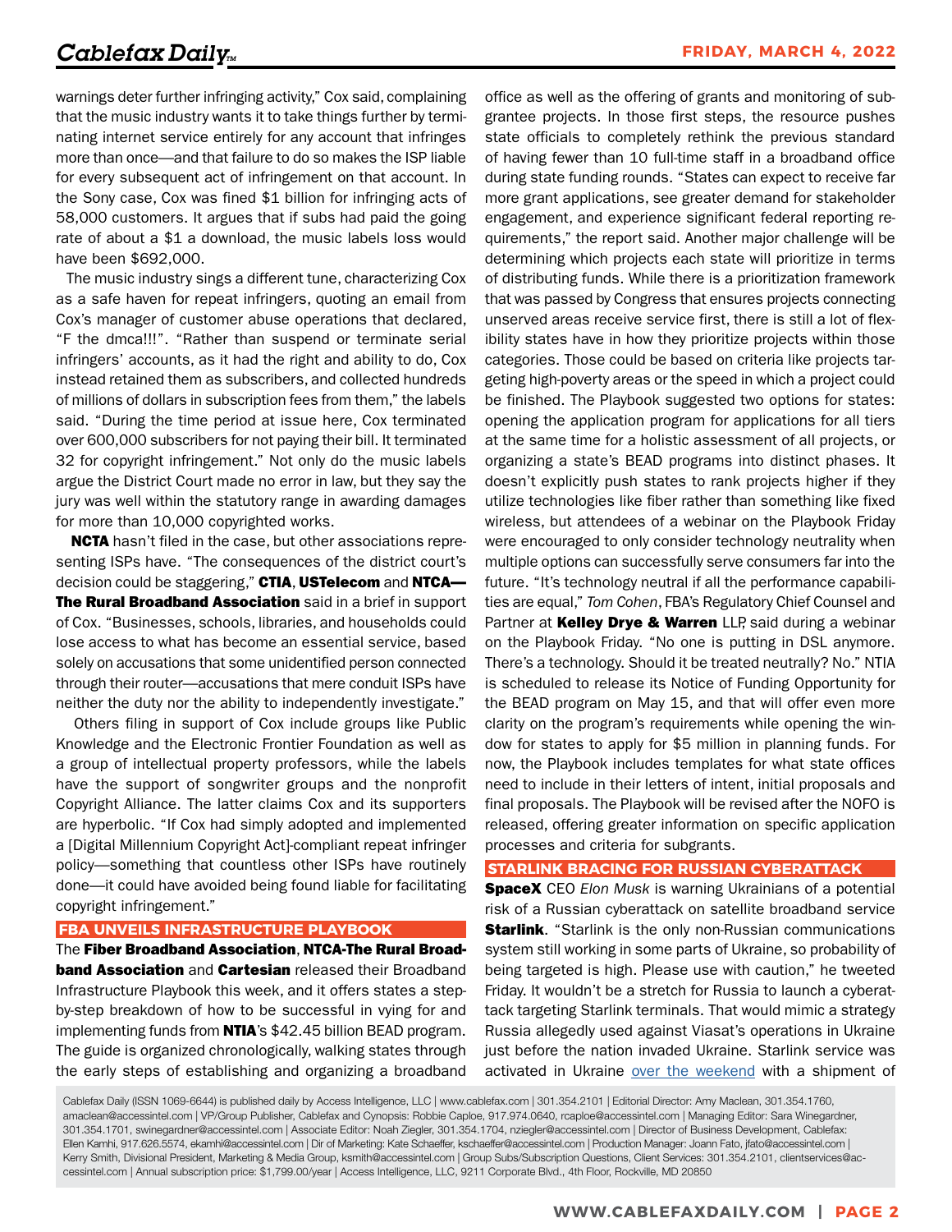warnings deter further infringing activity," Cox said, complaining that the music industry wants it to take things further by terminating internet service entirely for any account that infringes more than once—and that failure to do so makes the ISP liable for every subsequent act of infringement on that account. In the Sony case, Cox was fined $1 billion for infringing acts of 58,000 customers. It argues that if subs had paid the going rate of about a $1 a download, the music labels loss would have been $692,000.

The music industry sings a different tune, characterizing Cox as a safe haven for repeat infringers, quoting an email from Cox's manager of customer abuse operations that declared, "F the dmca!!!". "Rather than suspend or terminate serial infringers' accounts, as it had the right and ability to do, Cox instead retained them as subscribers, and collected hundreds of millions of dollars in subscription fees from them," the labels said. "During the time period at issue here, Cox terminated over 600,000 subscribers for not paying their bill. It terminated 32 for copyright infringement." Not only do the music labels argue the District Court made no error in law, but they say the jury was well within the statutory range in awarding damages for more than 10,000 copyrighted works.

**NCTA** hasn't filed in the case, but other associations representing ISPs have. "The consequences of the district court's decision could be staggering," **CTIA**, **USTelecom** and **NTCA—The Rural Broadband Association** said in a brief in support of Cox. "Businesses, schools, libraries, and households could lose access to what has become an essential service, based solely on accusations that some unidentified person connected through their router—accusations that mere conduit ISPs have neither the duty nor the ability to independently investigate."

Others filing in support of Cox include groups like Public Knowledge and the Electronic Frontier Foundation as well as a group of intellectual property professors, while the letters have the support of songwriter groups and the nonprofit Copyright Alliance. The latter claims Cox and its supporters are hyperbolic. "If Cox had simply adopted and implemented a [Digital Millennium Copyright Act]-compliant repeat infringer policy—something that countless other ISPs have routinely done—it could have avoided being found liable for facilitating copyright infringement."

## FBA UNVEILS INFRASTRUCTURE PLAYBOOK

The **Fiber Broadband Association**, **NTCA-The Rural Broadband Association** and **Cartesian** released their Broadband Infrastructure Playbook this week, and it offers states a step-by-step breakdown of how to be successful in vying for and implementing funds from **NTIA**'s $42.45 billion BEAD program. The guide is organized chronologically, walking states through the early steps of establishing and organizing a broadband office as well as the offering of grants and monitoring of subgrantee projects. In those first steps, the resource pushes state officials to completely rethink the previous standard of having fewer than 10 full-time staff in a broadband office during state funding rounds. "States can expect to receive far more grant applications, see greater demand for stakeholder engagement, and experience significant federal reporting requirements," the report said. Another major challenge will be determining which projects each state will prioritize in terms of distributing funds. While there is a prioritization framework that was passed by Congress that ensures projects connecting unserved areas receive service first, there is still a lot of flexibility states have in how they prioritize projects within those categories. Those could be based on criteria like projects targeting high-poverty areas or the speed in which a project could be finished. The Playbook suggested two options for states: opening the application program for applications for all tiers at the same time for a holistic assessment of all projects, or organizing a state's BEAD programs into distinct phases. It doesn't explicitly push states to rank projects higher if they utilize technologies like fiber rather than something like fixed wireless, but attendees of a webinar on the Playbook Friday were encouraged to only consider technology neutrality when multiple options can successfully serve consumers far into the future. "It's technology neutral if all the performance capabilities are equal," *Tom Cohen*, FBA's Regulatory Chief Counsel and Partner at **Kelley Drye & Warren** LLP, said during a webinar on the Playbook Friday. "No one is putting in DSL anymore. There's a technology. Should it be treated neutrally? No." NTIA is scheduled to release its Notice of Funding Opportunity for the BEAD program on May 15, and that will offer even more clarity on the program's requirements while opening the window for states to apply for $5 million in planning funds. For now, the Playbook includes templates for what state offices need to include in their letters of intent, initial proposals and final proposals. The Playbook will be revised after the NOFO is released, offering greater information on specific application processes and criteria for subgrants.

## STARLINK BRACING FOR RUSSIAN CYBERATTACK

**SpaceX** CEO *Elon Musk* is warning Ukrainians of a potential risk of a Russian cyberattack on satellite broadband service **Starlink**. "Starlink is the only non-Russian communications system still working in some parts of Ukraine, so probability of being targeted is high. Please use with caution," he tweeted Friday. It wouldn't be a stretch for Russia to launch a cyberattack targeting Starlink terminals. That would mimic a strategy Russia allegedly used against Viasat's operations in Ukraine just before the nation invaded Ukraine. Starlink service was activated in Ukraine over the weekend with a shipment of

Cablefax Daily (ISSN 1069-6644) is published daily by Access Intelligence, LLC | www.cablefax.com | 301.354.2101 | Editorial Director: Amy Maclean, 301.354.1760, amaclean@accessintel.com | VP/Group Publisher, Cablefax and Cynopsis: Robbie Caploe, 917.974.0640, rcaploe@accessintel.com | Managing Editor: Sara Winegardner, 301.354.1701, swinegardner@accessintel.com | Associate Editor: Noah Ziegler, 301.354.1704, nziegler@accessintel.com | Director of Business Development, Cablefax: Ellen Kamhi, 917.626.5574, ekamhi@accessintel.com | Dir of Marketing: Kate Schaeffer, kschaeffer@accessintel.com | Production Manager: Joann Fato, jfato@accessintel.com | Kerry Smith, Divisional President, Marketing & Media Group, ksmith@accessintel.com | Group Subs/Subscription Questions, Client Services: 301.354.2101, clientservices@accessintel.com | Annual subscription price: $1,799.00/year | Access Intelligence, LLC, 9211 Corporate Blvd., 4th Floor, Rockville, MD 20850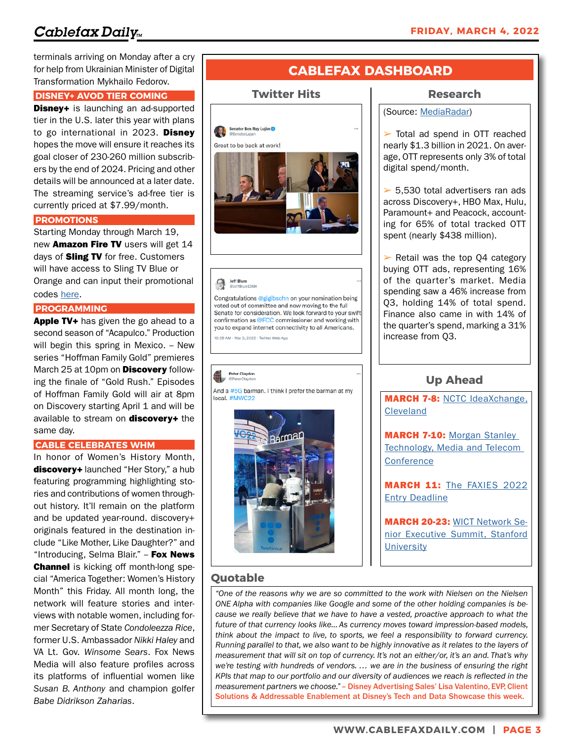terminals arriving on Monday after a cry for help from Ukrainian Minister of Digital Transformation Mykhailo Fedorov.

## DISNEY+ AVOD TIER COMING

**Disney+** is launching an ad-supported tier in the U.S. later this year with plans to go international in 2023. **Disney** hopes the move will ensure it reaches its goal closer of 230-260 million subscribers by the end of 2024. Pricing and other details will be announced at a later date. The streaming service's ad-free tier is currently priced at $7.99/month.

## PROMOTIONS

Starting Monday through March 19, new **Amazon Fire TV** users will get 14 days of **Sling TV** for free. Customers will have access to Sling TV Blue or Orange and can input their promotional codes here.

## PROGRAMMING

**Apple TV+** has given the go ahead to a second season of "Acapulco." Production will begin this spring in Mexico. – New series "Hoffman Family Gold" premieres March 25 at 10pm on **Discovery** following the finale of "Gold Rush." Episodes of Hoffman Family Gold will air at 8pm on Discovery starting April 1 and will be available to stream on **discovery+** the same day.

## CABLE CELEBRATES WHM

In honor of Women's History Month, **discovery+** launched "Her Story," a hub featuring programming highlighting stories and contributions of women throughout history. It'll remain on the platform and be updated year-round. discovery+ originals featured in the destination include "Like Mother, Like Daughter?" and "Introducing, Selma Blair." – **Fox News Channel** is kicking off month-long special "America Together: Women's History Month" this Friday. All month long, the network will feature stories and interviews with notable women, including former Secretary of State *Condoleezza Rice*, former U.S. Ambassador *Nikki Haley* and VA Lt. Gov. *Winsome Sears*. Fox News Media will also feature profiles across its platforms of influential women like *Susan B. Anthony* and champion golfer *Babe Didrikson Zaharias*.

# CABLEFAX DASHBOARD

## Twitter Hits

Senator Ben Ray Luján @SenatorLujan
Great to be back at work!

Jeff Blum @JeffBlumDISH
Congratulations @gigibschn on your nomination being voted out of committee and now moving to the full Senate for consideration. We look forward to your swift confirmation as @FCC commissioner and working with you to expand internet connectivity to all Americans.
10:28 AM · Mar 3, 2022 · Twitter Web App

Peter Claydon @PeterClaydon
And a #5G barman. I think I prefer the barman at my local. #MWC22

## Research

(Source: MediaRadar)

- Total ad spend in OTT reached nearly $1.3 billion in 2021. On average, OTT represents only 3% of total digital spend/month.
- 5,530 total advertisers ran ads across Discovery+, HBO Max, Hulu, Paramount+ and Peacock, accounting for 65% of total tracked OTT spent (nearly $438 million).
- Retail was the top Q4 category buying OTT ads, representing 16% of the quarter's market. Media spending saw a 46% increase from Q3, holding 14% of total spend. Finance also came in with 14% of the quarter's spend, marking a 31% increase from Q3.

## Up Ahead

**MARCH 7-8:** NCTC IdeaXchange, Cleveland

**MARCH 7-10:** Morgan Stanley Technology, Media and Telecom Conference

**MARCH 11:** The FAXIES 2022 Entry Deadline

**MARCH 20-23:** WICT Network Senior Executive Summit, Stanford University

## Quotable

*"One of the reasons why we are so committed to the work with Nielsen on the Nielsen ONE Alpha with companies like Google and some of the other holding companies is because we really believe that we have to have a vested, proactive approach to what the future of that currency looks like... As currency moves toward impression-based models, think about the impact to live, to sports, we feel a responsibility to forward currency. Running parallel to that, we also want to be highly innovative as it relates to the layers of measurement that will sit on top of currency. It's not an either/or, it's an and. That's why we're testing with hundreds of vendors. … we are in the business of ensuring the right KPIs that map to our portfolio and our diversity of audiences we reach is reflected in the measurement partners we choose."* – **Disney Advertising Sales' Lisa Valentino, EVP, Client Solutions & Addressable Enablement at Disney's Tech and Data Showcase this week.**